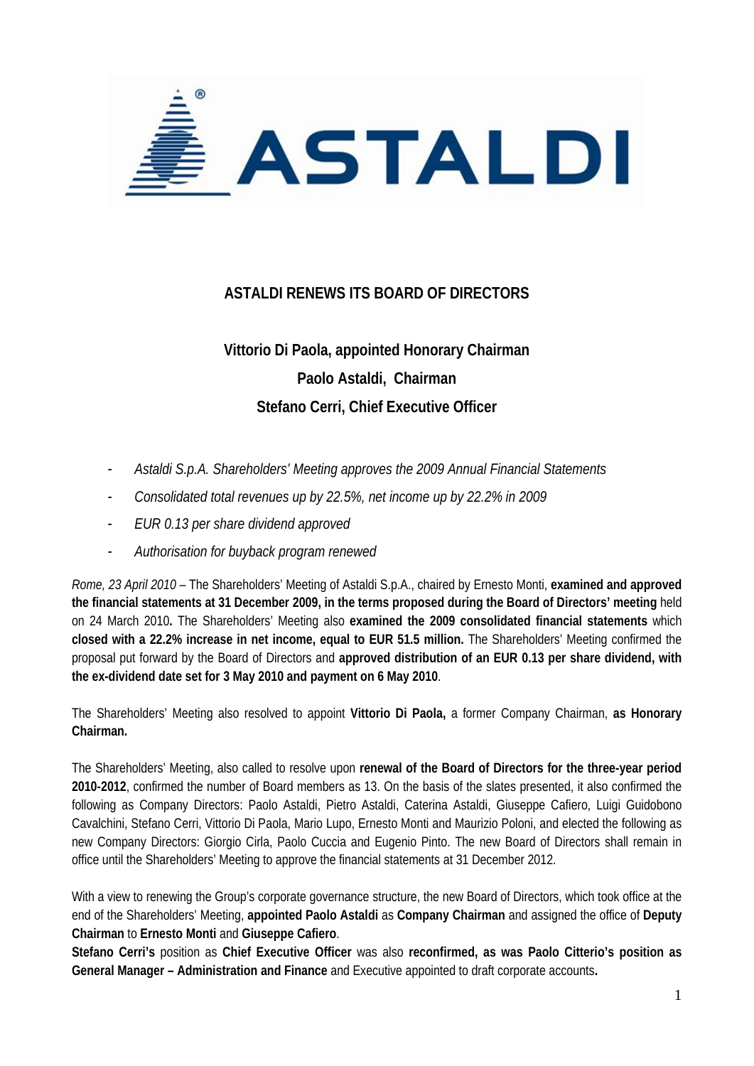# ASTALDI RENEWS ITS BOARD OF DIRECTORS

## Vittorio Di Paola, appointed Honorary Chairman

## Paolo Astaldi, Chairman

## Stefano Cerri, Chief Executive Officer

- *Astaldi S.p.A. Shareholders' Meeting approves the 2009 Annual Financial Statements*
- *Consolidated total revenues up by 22.5%, net income up by 22.2% in 2009*
- *EUR 0.13 per share dividend approved*
- *Authorisation for buyback program renewed*

*Rome, 23 April 2010* – The Shareholders' Meeting of Astaldi S.p.A., chaired by Ernesto Monti, **examined and approved the financial statements at 31 December 2009, in the terms proposed during the Board of Directors' meeting** held on 24 March 2010**.** The Shareholders' Meeting also **examined the 2009 consolidated financial statements** which **closed with a 22.2% increase in net income, equal to EUR 51.5 million.** The Shareholders' Meeting confirmed the proposal put forward by the Board of Directors and **approved distribution of an EUR 0.13 per share dividend, with the ex-dividend date set for 3 May 2010 and payment on 6 May 2010**.

The Shareholders' Meeting also resolved to appoint **Vittorio Di Paola,** a former Company Chairman, **as Honorary Chairman.**

The Shareholders' Meeting, also called to resolve upon **renewal of the Board of Directors for the three-year period 2010-2012**, confirmed the number of Board members as 13. On the basis of the slates presented, it also confirmed the following as Company Directors: Paolo Astaldi, Pietro Astaldi, Caterina Astaldi, Giuseppe Cafiero, Luigi Guidobono Cavalchini, Stefano Cerri, Vittorio Di Paola, Mario Lupo, Ernesto Monti and Maurizio Poloni, and elected the following as new Company Directors: Giorgio Cirla, Paolo Cuccia and Eugenio Pinto. The new Board of Directors shall remain in office until the Shareholders' Meeting to approve the financial statements at 31 December 2012.

With a view to renewing the Group's corporate governance structure, the new Board of Directors, which took office at the end of the Shareholders' Meeting, **appointed Paolo Astaldi** as **Company Chairman** and assigned the office of **Deputy Chairman** to **Ernesto Monti** and **Giuseppe Cafiero**.

**Stefano Cerri's** position as **Chief Executive Officer** was also **reconfirmed, as was Paolo Citterio's position as General Manager – Administration and Finance** and Executive appointed to draft corporate accounts**.**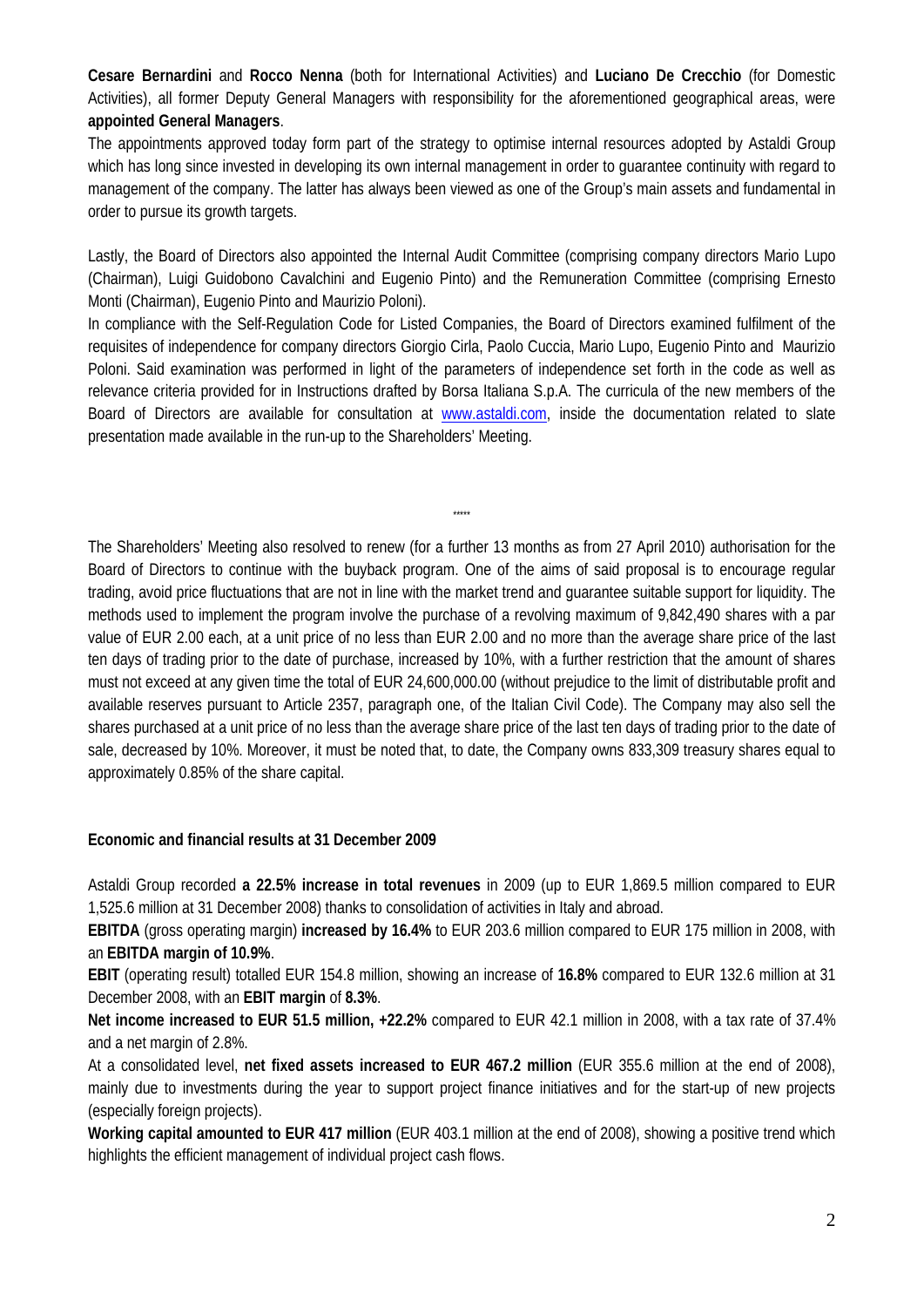**Cesare Bernardini** and **Rocco Nenna** (both for International Activities) and **Luciano De Crecchio** (for Domestic Activities), all former Deputy General Managers with responsibility for the aforementioned geographical areas, were **appointed General Managers**.

The appointments approved today form part of the strategy to optimise internal resources adopted by Astaldi Group which has long since invested in developing its own internal management in order to guarantee continuity with regard to management of the company. The latter has always been viewed as one of the Group's main assets and fundamental in order to pursue its growth targets.

Lastly, the Board of Directors also appointed the Internal Audit Committee (comprising company directors Mario Lupo (Chairman), Luigi Guidobono Cavalchini and Eugenio Pinto) and the Remuneration Committee (comprising Ernesto Monti (Chairman), Eugenio Pinto and Maurizio Poloni).

In compliance with the Self-Regulation Code for Listed Companies, the Board of Directors examined fulfilment of the requisites of independence for company directors Giorgio Cirla, Paolo Cuccia, Mario Lupo, Eugenio Pinto and Maurizio Poloni. Said examination was performed in light of the parameters of independence set forth in the code as well as relevance criteria provided for in Instructions drafted by Borsa Italiana S.p.A. The curricula of the new members of the Board of Directors are available for consultation at www.astaldi.com, inside the documentation related to slate presentation made available in the run-up to the Shareholders' Meeting.

*****

The Shareholders' Meeting also resolved to renew (for a further 13 months as from 27 April 2010) authorisation for the Board of Directors to continue with the buyback program. One of the aims of said proposal is to encourage regular trading, avoid price fluctuations that are not in line with the market trend and guarantee suitable support for liquidity. The methods used to implement the program involve the purchase of a revolving maximum of 9,842,490 shares with a par value of EUR 2.00 each, at a unit price of no less than EUR 2.00 and no more than the average share price of the last ten days of trading prior to the date of purchase, increased by 10%, with a further restriction that the amount of shares must not exceed at any given time the total of EUR 24,600,000.00 (without prejudice to the limit of distributable profit and available reserves pursuant to Article 2357, paragraph one, of the Italian Civil Code). The Company may also sell the shares purchased at a unit price of no less than the average share price of the last ten days of trading prior to the date of sale, decreased by 10%. Moreover, it must be noted that, to date, the Company owns 833,309 treasury shares equal to approximately 0.85% of the share capital.

**Economic and financial results at 31 December 2009**

Astaldi Group recorded **a 22.5% increase in total revenues** in 2009 (up to EUR 1,869.5 million compared to EUR 1,525.6 million at 31 December 2008) thanks to consolidation of activities in Italy and abroad.

**EBITDA** (gross operating margin) **increased by 16.4%** to EUR 203.6 million compared to EUR 175 million in 2008, with an **EBITDA margin of 10.9%**.

**EBIT** (operating result) totalled EUR 154.8 million, showing an increase of **16.8%** compared to EUR 132.6 million at 31 December 2008, with an **EBIT margin** of **8.3%**.

**Net income increased to EUR 51.5 million, +22.2%** compared to EUR 42.1 million in 2008, with a tax rate of 37.4% and a net margin of 2.8%.

At a consolidated level, **net fixed assets increased to EUR 467.2 million** (EUR 355.6 million at the end of 2008), mainly due to investments during the year to support project finance initiatives and for the start-up of new projects (especially foreign projects).

**Working capital amounted to EUR 417 million** (EUR 403.1 million at the end of 2008), showing a positive trend which highlights the efficient management of individual project cash flows.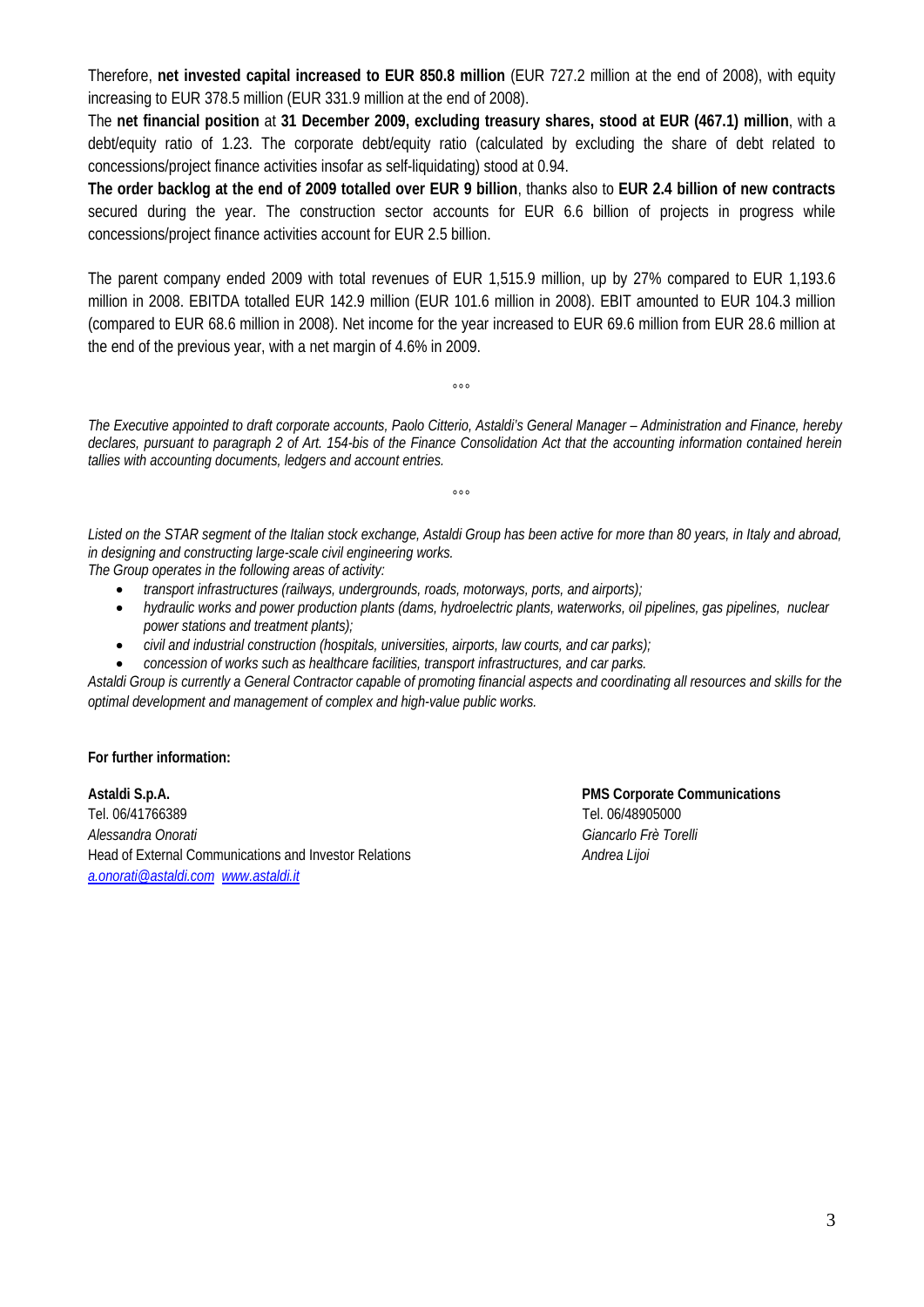Therefore, **net invested capital increased to EUR 850.8 million** (EUR 727.2 million at the end of 2008), with equity increasing to EUR 378.5 million (EUR 331.9 million at the end of 2008).

The **net financial position** at **31 December 2009, excluding treasury shares, stood at EUR (467.1) million**, with a debt/equity ratio of 1.23. The corporate debt/equity ratio (calculated by excluding the share of debt related to concessions/project finance activities insofar as self-liquidating) stood at 0.94.

**The order backlog at the end of 2009 totalled over EUR 9 billion**, thanks also to **EUR 2.4 billion of new contracts** secured during the year. The construction sector accounts for EUR 6.6 billion of projects in progress while concessions/project finance activities account for EUR 2.5 billion.

The parent company ended 2009 with total revenues of EUR 1,515.9 million, up by 27% compared to EUR 1,193.6 million in 2008. EBITDA totalled EUR 142.9 million (EUR 101.6 million in 2008). EBIT amounted to EUR 104.3 million (compared to EUR 68.6 million in 2008). Net income for the year increased to EUR 69.6 million from EUR 28.6 million at the end of the previous year, with a net margin of 4.6% in 2009.

°°°

*The Executive appointed to draft corporate accounts, Paolo Citterio, Astaldi's General Manager – Administration and Finance, hereby declares, pursuant to paragraph 2 of Art. 154-bis of the Finance Consolidation Act that the accounting information contained herein tallies with accounting documents, ledgers and account entries.*

°°°

*Listed on the STAR segment of the Italian stock exchange, Astaldi Group has been active for more than 80 years, in Italy and abroad, in designing and constructing large-scale civil engineering works.*
*The Group operates in the following areas of activity:*

- *transport infrastructures (railways, undergrounds, roads, motorways, ports, and airports);*
- *hydraulic works and power production plants (dams, hydroelectric plants, waterworks, oil pipelines, gas pipelines, nuclear power stations and treatment plants);*
- *civil and industrial construction (hospitals, universities, airports, law courts, and car parks);*
- *concession of works such as healthcare facilities, transport infrastructures, and car parks.*

*Astaldi Group is currently a General Contractor capable of promoting financial aspects and coordinating all resources and skills for the optimal development and management of complex and high-value public works.*

**For further information:**

**Astaldi S.p.A.**
Tel. 06/41766389
*Alessandra Onorati*
Head of External Communications and Investor Relations
*a.onorati@astaldi.com* *www.astaldi.it*

**PMS Corporate Communications**
Tel. 06/48905000
*Giancarlo Frè Torelli*
*Andrea Lijoi*